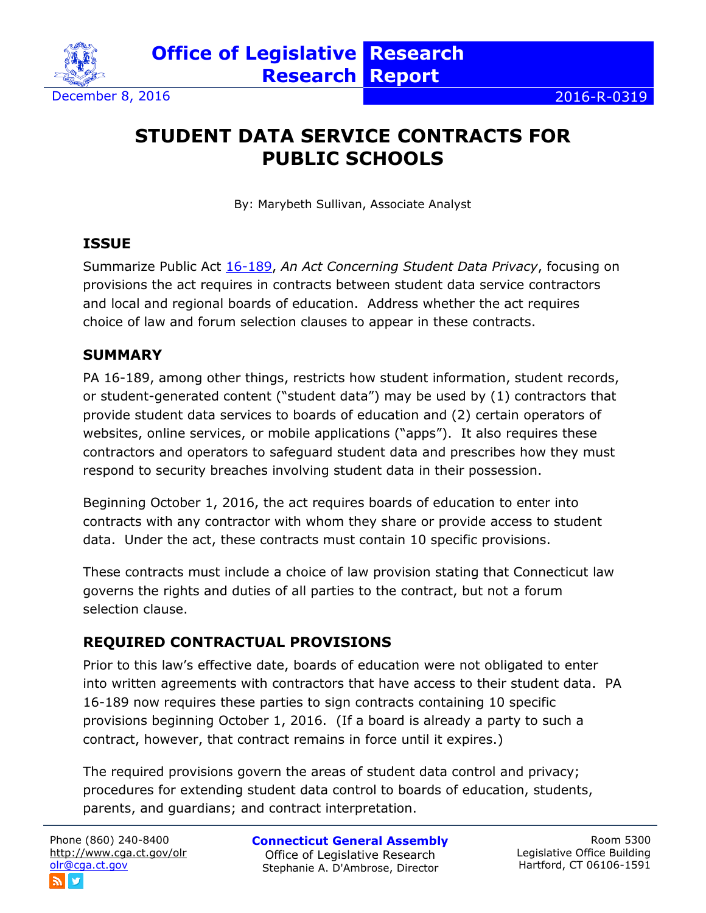Office of Legislative Research | Research Report

December 8, 2016 | 2016-R-0319

# STUDENT DATA SERVICE CONTRACTS FOR PUBLIC SCHOOLS

By: Marybeth Sullivan, Associate Analyst

## ISSUE

Summarize Public Act 16-189, *An Act Concerning Student Data Privacy*, focusing on provisions the act requires in contracts between student data service contractors and local and regional boards of education. Address whether the act requires choice of law and forum selection clauses to appear in these contracts.

## SUMMARY

PA 16-189, among other things, restricts how student information, student records, or student-generated content ("student data") may be used by (1) contractors that provide student data services to boards of education and (2) certain operators of websites, online services, or mobile applications ("apps"). It also requires these contractors and operators to safeguard student data and prescribes how they must respond to security breaches involving student data in their possession.

Beginning October 1, 2016, the act requires boards of education to enter into contracts with any contractor with whom they share or provide access to student data. Under the act, these contracts must contain 10 specific provisions.

These contracts must include a choice of law provision stating that Connecticut law governs the rights and duties of all parties to the contract, but not a forum selection clause.

## REQUIRED CONTRACTUAL PROVISIONS

Prior to this law's effective date, boards of education were not obligated to enter into written agreements with contractors that have access to their student data. PA 16-189 now requires these parties to sign contracts containing 10 specific provisions beginning October 1, 2016. (If a board is already a party to such a contract, however, that contract remains in force until it expires.)

The required provisions govern the areas of student data control and privacy; procedures for extending student data control to boards of education, students, parents, and guardians; and contract interpretation.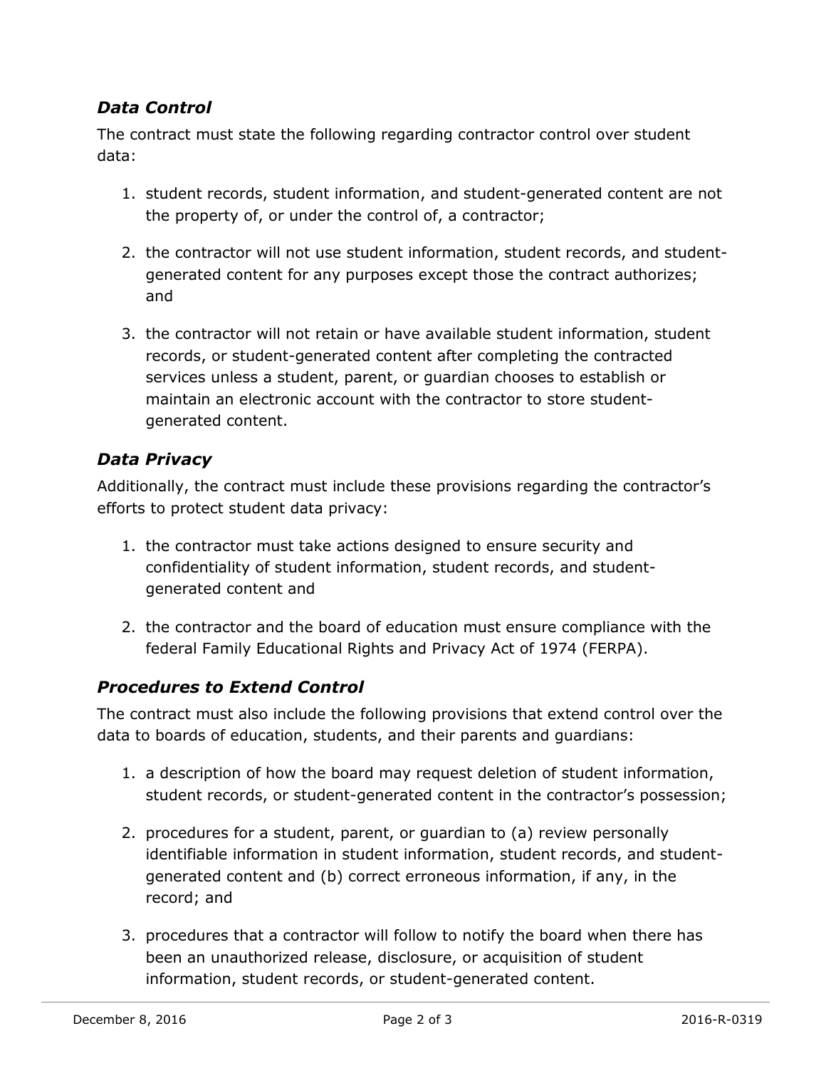### *Data Control*

The contract must state the following regarding contractor control over student data:

1. student records, student information, and student-generated content are not the property of, or under the control of, a contractor;

2. the contractor will not use student information, student records, and student-generated content for any purposes except those the contract authorizes; and

3. the contractor will not retain or have available student information, student records, or student-generated content after completing the contracted services unless a student, parent, or guardian chooses to establish or maintain an electronic account with the contractor to store student-generated content.

### *Data Privacy*

Additionally, the contract must include these provisions regarding the contractor's efforts to protect student data privacy:

1. the contractor must take actions designed to ensure security and confidentiality of student information, student records, and student-generated content and

2. the contractor and the board of education must ensure compliance with the federal Family Educational Rights and Privacy Act of 1974 (FERPA).

### *Procedures to Extend Control*

The contract must also include the following provisions that extend control over the data to boards of education, students, and their parents and guardians:

1. a description of how the board may request deletion of student information, student records, or student-generated content in the contractor's possession;

2. procedures for a student, parent, or guardian to (a) review personally identifiable information in student information, student records, and student-generated content and (b) correct erroneous information, if any, in the record; and

3. procedures that a contractor will follow to notify the board when there has been an unauthorized release, disclosure, or acquisition of student information, student records, or student-generated content.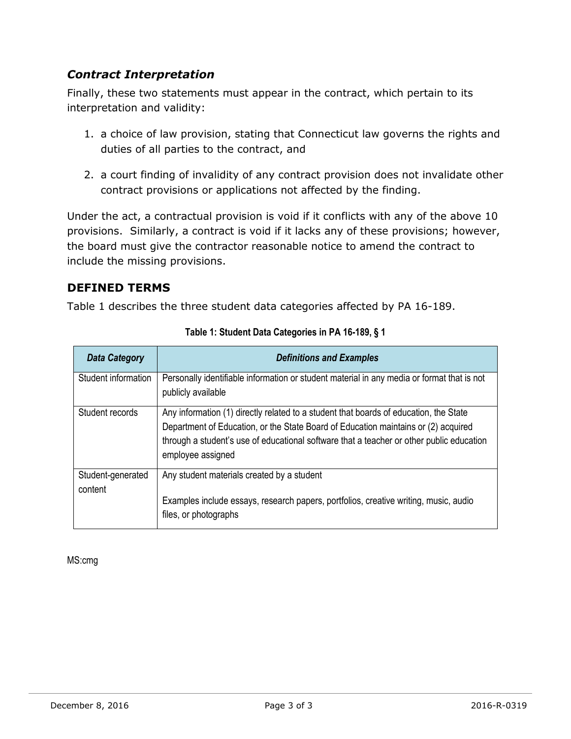### *Contract Interpretation*

Finally, these two statements must appear in the contract, which pertain to its interpretation and validity:

1. a choice of law provision, stating that Connecticut law governs the rights and duties of all parties to the contract, and
2. a court finding of invalidity of any contract provision does not invalidate other contract provisions or applications not affected by the finding.

Under the act, a contractual provision is void if it conflicts with any of the above 10 provisions. Similarly, a contract is void if it lacks any of these provisions; however, the board must give the contractor reasonable notice to amend the contract to include the missing provisions.

## DEFINED TERMS

Table 1 describes the three student data categories affected by PA 16-189.

**Table 1: Student Data Categories in PA 16-189, § 1**

| *Data Category* | *Definitions and Examples* |
|---|---|
| Student information | Personally identifiable information or student material in any media or format that is not publicly available |
| Student records | Any information (1) directly related to a student that boards of education, the State Department of Education, or the State Board of Education maintains or (2) acquired through a student's use of educational software that a teacher or other public education employee assigned |
| Student-generated content | Any student materials created by a student<br><br>Examples include essays, research papers, portfolios, creative writing, music, audio files, or photographs |

MS:cmg